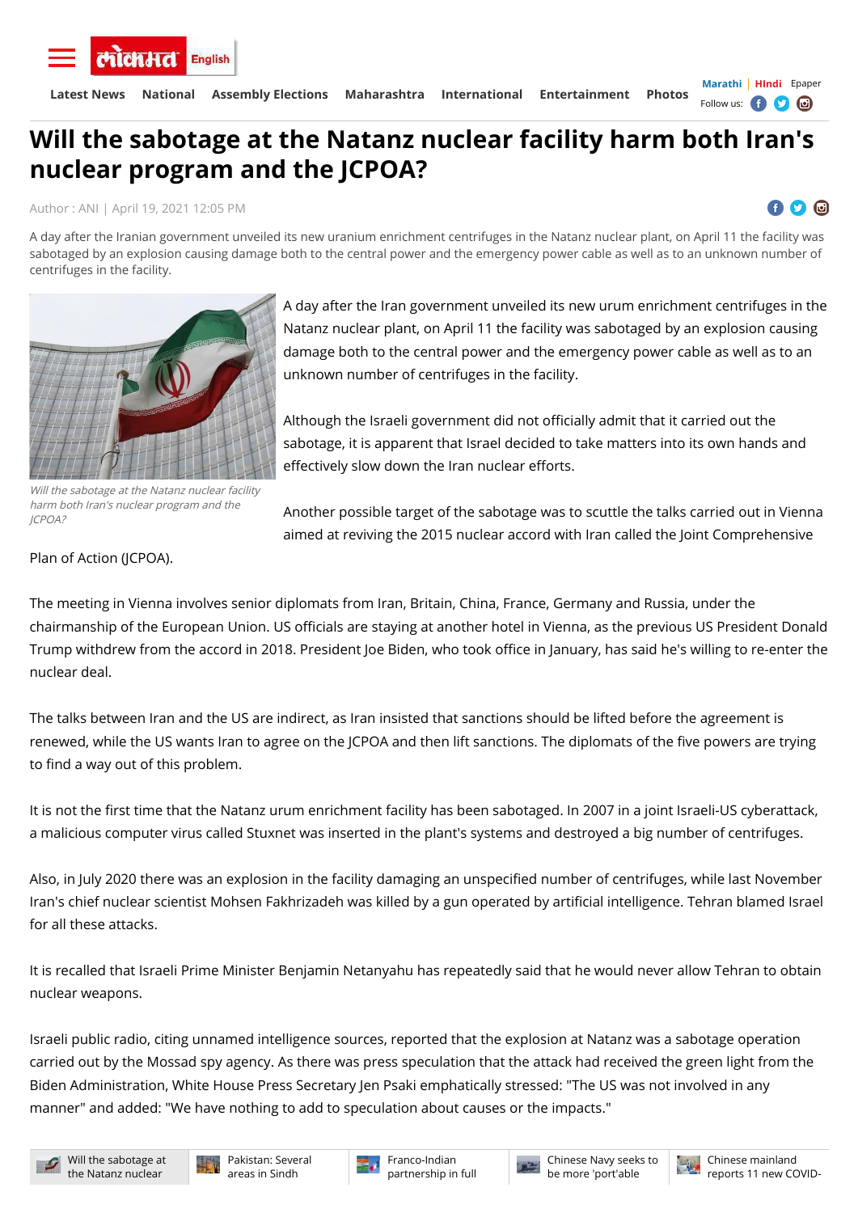# Will the sabotage at the Natanz nuclear facility harm both Iran's nuclear program and the JCPOA?

Author : ANI | April 19, 2021 12:05 PM

A day after the Iranian government unveiled its new uranium enrichment centrifuges in the Natanz nuclear plant, on April 11 the facility was sabotaged by an explosion causing damage both to the central power and the emergency power cable as well as to an unknown number of centrifuges in the facility.

*Will the sabotage at the Natanz nuclear facility harm both Iran's nuclear program and the JCPOA?*

A day after the Iran government unveiled its new urum enrichment centrifuges in the Natanz nuclear plant, on April 11 the facility was sabotaged by an explosion causing damage both to the central power and the emergency power cable as well as to an unknown number of centrifuges in the facility.

Although the Israeli government did not officially admit that it carried out the sabotage, it is apparent that Israel decided to take matters into its own hands and effectively slow down the Iran nuclear efforts.

Another possible target of the sabotage was to scuttle the talks carried out in Vienna aimed at reviving the 2015 nuclear accord with Iran called the Joint Comprehensive Plan of Action (JCPOA).

The meeting in Vienna involves senior diplomats from Iran, Britain, China, France, Germany and Russia, under the chairmanship of the European Union. US officials are staying at another hotel in Vienna, as the previous US President Donald Trump withdrew from the accord in 2018. President Joe Biden, who took office in January, has said he's willing to re-enter the nuclear deal.

The talks between Iran and the US are indirect, as Iran insisted that sanctions should be lifted before the agreement is renewed, while the US wants Iran to agree on the JCPOA and then lift sanctions. The diplomats of the five powers are trying to find a way out of this problem.

It is not the first time that the Natanz urum enrichment facility has been sabotaged. In 2007 in a joint Israeli-US cyberattack, a malicious computer virus called Stuxnet was inserted in the plant's systems and destroyed a big number of centrifuges.

Also, in July 2020 there was an explosion in the facility damaging an unspecified number of centrifuges, while last November Iran's chief nuclear scientist Mohsen Fakhrizadeh was killed by a gun operated by artificial intelligence. Tehran blamed Israel for all these attacks.

It is recalled that Israeli Prime Minister Benjamin Netanyahu has repeatedly said that he would never allow Tehran to obtain nuclear weapons.

Israeli public radio, citing unnamed intelligence sources, reported that the explosion at Natanz was a sabotage operation carried out by the Mossad spy agency. As there was press speculation that the attack had received the green light from the Biden Administration, White House Press Secretary Jen Psaki emphatically stressed: "The US was not involved in any manner" and added: "We have nothing to add to speculation about causes or the impacts."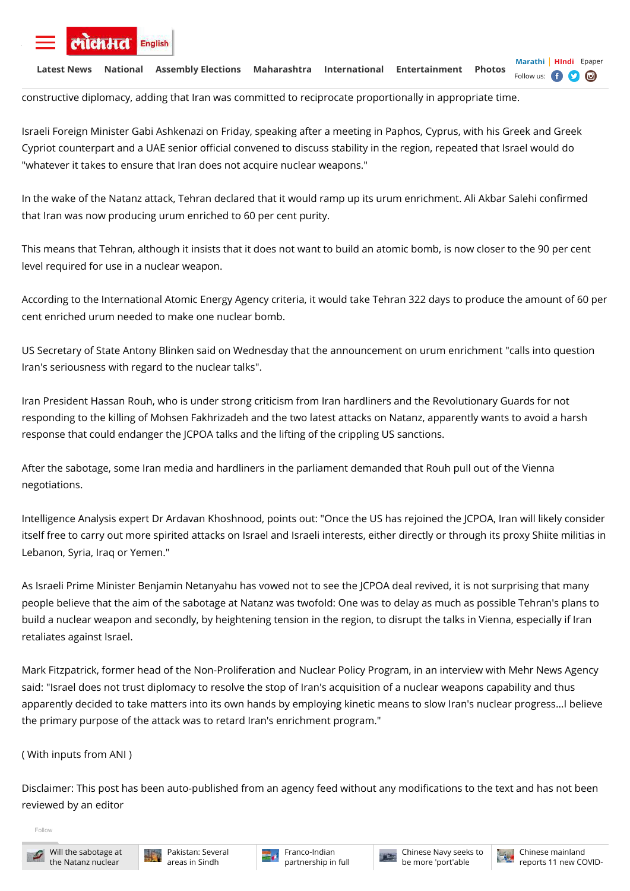constructive diplomacy, adding that Iran was committed to reciprocate proportionally in appropriate time.

Israeli Foreign Minister Gabi Ashkenazi on Friday, speaking after a meeting in Paphos, Cyprus, with his Greek and Greek Cypriot counterpart and a UAE senior official convened to discuss stability in the region, repeated that Israel would do "whatever it takes to ensure that Iran does not acquire nuclear weapons."

In the wake of the Natanz attack, Tehran declared that it would ramp up its urum enrichment. Ali Akbar Salehi confirmed that Iran was now producing urum enriched to 60 per cent purity.

This means that Tehran, although it insists that it does not want to build an atomic bomb, is now closer to the 90 per cent level required for use in a nuclear weapon.

According to the International Atomic Energy Agency criteria, it would take Tehran 322 days to produce the amount of 60 per cent enriched urum needed to make one nuclear bomb.

US Secretary of State Antony Blinken said on Wednesday that the announcement on urum enrichment "calls into question Iran's seriousness with regard to the nuclear talks".

Iran President Hassan Rouh, who is under strong criticism from Iran hardliners and the Revolutionary Guards for not responding to the killing of Mohsen Fakhrizadeh and the two latest attacks on Natanz, apparently wants to avoid a harsh response that could endanger the JCPOA talks and the lifting of the crippling US sanctions.

After the sabotage, some Iran media and hardliners in the parliament demanded that Rouh pull out of the Vienna negotiations.

Intelligence Analysis expert Dr Ardavan Khoshnood, points out: "Once the US has rejoined the JCPOA, Iran will likely consider itself free to carry out more spirited attacks on Israel and Israeli interests, either directly or through its proxy Shiite militias in Lebanon, Syria, Iraq or Yemen."

As Israeli Prime Minister Benjamin Netanyahu has vowed not to see the JCPOA deal revived, it is not surprising that many people believe that the aim of the sabotage at Natanz was twofold: One was to delay as much as possible Tehran's plans to build a nuclear weapon and secondly, by heightening tension in the region, to disrupt the talks in Vienna, especially if Iran retaliates against Israel.

Mark Fitzpatrick, former head of the Non-Proliferation and Nuclear Policy Program, in an interview with Mehr News Agency said: "Israel does not trust diplomacy to resolve the stop of Iran's acquisition of a nuclear weapons capability and thus apparently decided to take matters into its own hands by employing kinetic means to slow Iran's nuclear progress...I believe the primary purpose of the attack was to retard Iran's enrichment program."

( With inputs from ANI )

Disclaimer: This post has been auto-published from an agency feed without any modifications to the text and has not been reviewed by an editor